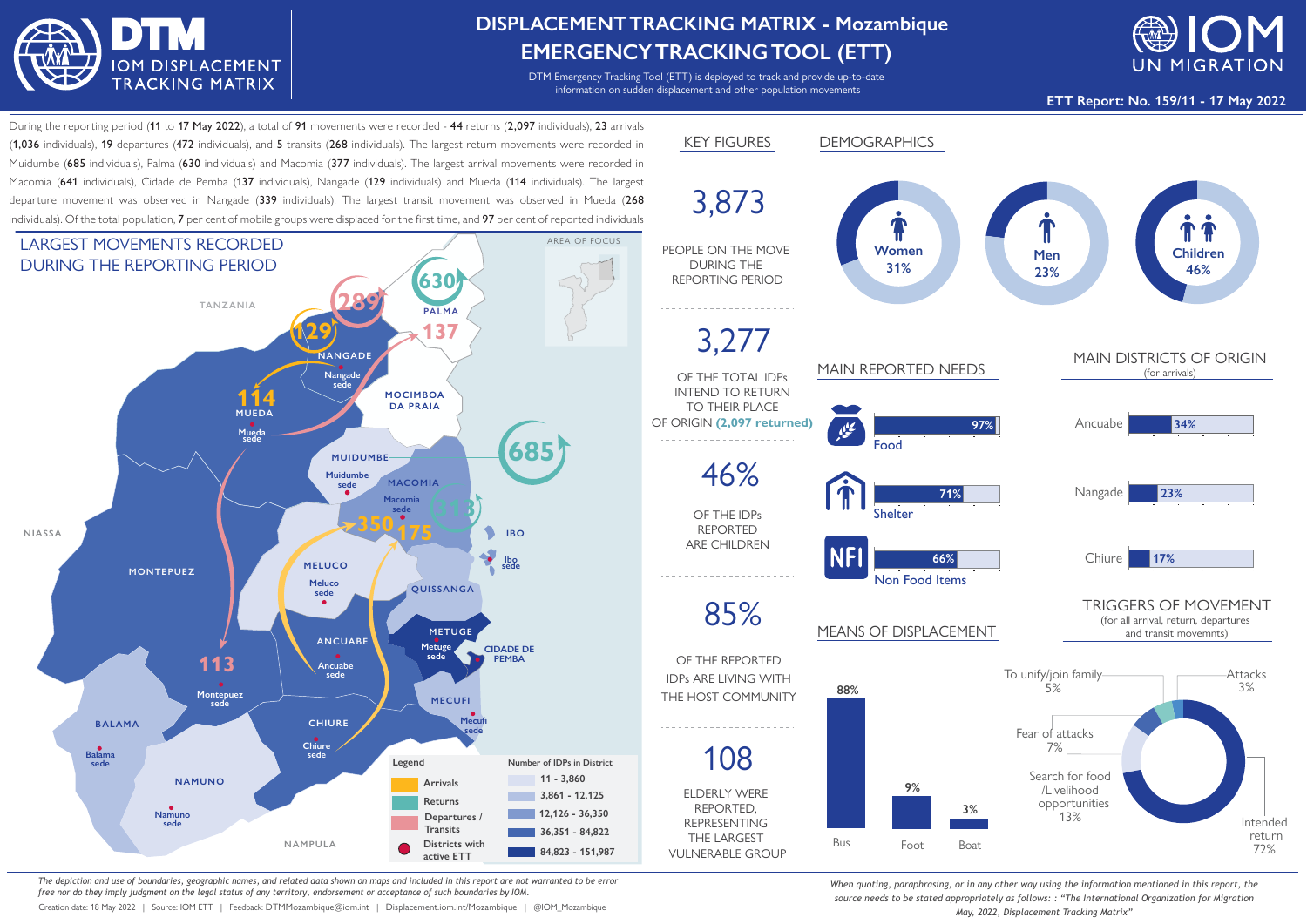# DISPLACEMENT TRACKING MATRIX - Mozambique
# EMERGENCY TRACKING TOOL (ETT)

DTM Emergency Tracking Tool (ETT) is deployed to track and provide up-to-date information on sudden displacement and other population movements

**ETT Report: No. 159/11 - 17 May 2022**

During the reporting period (**11** to **17 May 2022**), a total of **91** movements were recorded - **44** returns (**2,097** individuals), **23** arrivals (**1,036** individuals), **19** departures (**472** individuals), and **5** transits (**268** individuals). The largest return movements were recorded in Muidumbe (**685** individuals), Palma (**630** individuals) and Macomia (**377** individuals). The largest arrival movements were recorded in Macomia (**641** individuals), Cidade de Pemba (**137** individuals), Nangade (**129** individuals) and Mueda (**114** individuals). The largest departure movement was observed in Nangade (**339** individuals). The largest transit movement was observed in Mueda (**268** individuals). Of the total population, **7** per cent of mobile groups were displaced for the first time, and **97** per cent of reported individuals

## LARGEST MOVEMENTS RECORDED DURING THE REPORTING PERIOD

Map labels: TANZANIA, AREA OF FOCUS, PALMA 630, 137, 289, NANGADE 129, Nangade sede, MOCIMBOA DA PRAIA, MUEDA 114, Mueda sede, MUIDUMBE 685, Muidumbe sede, MACOMIA 318, Macomia sede, 350, 175, IBO, Ibo sede, NIASSA, MONTEPUEZ, MELUCO, Meluco sede, QUISSANGA, METUGE, Metuge sede, CIDADE DE PEMBA, ANCUABE, Ancuabe sede, 113, Montepuez sede, MECUFI, Mecufi sede, BALAMA, Balama sede, CHIURE, Chiure sede, NAMUNO, Namuno sede, NAMPULA

Legend: Arrivals; Returns; Departures / Transits; Districts with active ETT

Number of IDPs in District: 11 - 3,860; 3,861 - 12,125; 12,126 - 36,350; 36,351 - 84,822; 84,823 - 151,987

## KEY FIGURES

**3,873** PEOPLE ON THE MOVE DURING THE REPORTING PERIOD

**3,277** OF THE TOTAL IDPs INTEND TO RETURN TO THEIR PLACE OF ORIGIN **(2,097 returned)**

**46%** OF THE IDPs REPORTED ARE CHILDREN

**85%** OF THE REPORTED IDPs ARE LIVING WITH THE HOST COMMUNITY

**108** ELDERLY WERE REPORTED, REPRESENTING THE LARGEST VULNERABLE GROUP

## DEMOGRAPHICS

| Women | Men | Children |
|---|---|---|
| 31% | 23% | 46% |

## MAIN REPORTED NEEDS

| Need | % |
|---|---|
| Food | 97% |
| Shelter | 71% |
| Non Food Items | 66% |

## MAIN DISTRICTS OF ORIGIN

(for arrivals)

| District | % |
|---|---|
| Ancuabe | 34% |
| Nangade | 23% |
| Chiure | 17% |

## MEANS OF DISPLACEMENT

| Means | % |
|---|---|
| Bus | 88% |
| Foot | 9% |
| Boat | 3% |

## TRIGGERS OF MOVEMENT

(for all arrival, return, departures and transit movemnts)

| Trigger | % |
|---|---|
| Intended return | 72% |
| Search for food /Livelihood opportunities | 13% |
| Fear of attacks | 7% |
| To unify/join family | 5% |
| Attacks | 3% |

*The depiction and use of boundaries, geographic names, and related data shown on maps and included in this report are not warranted to be error free nor do they imply judgment on the legal status of any territory, endorsement or acceptance of such boundaries by IOM.*

Creation date: 18 May 2022 | Source: IOM ETT | Feedback: DTMMozambique@iom.int | Displacement.iom.int/Mozambique | @IOM_Mozambique

*When quoting, paraphrasing, or in any other way using the information mentioned in this report, the source needs to be stated appropriately as follows: : "The International Organization for Migration May, 2022, Displacement Tracking Matrix"*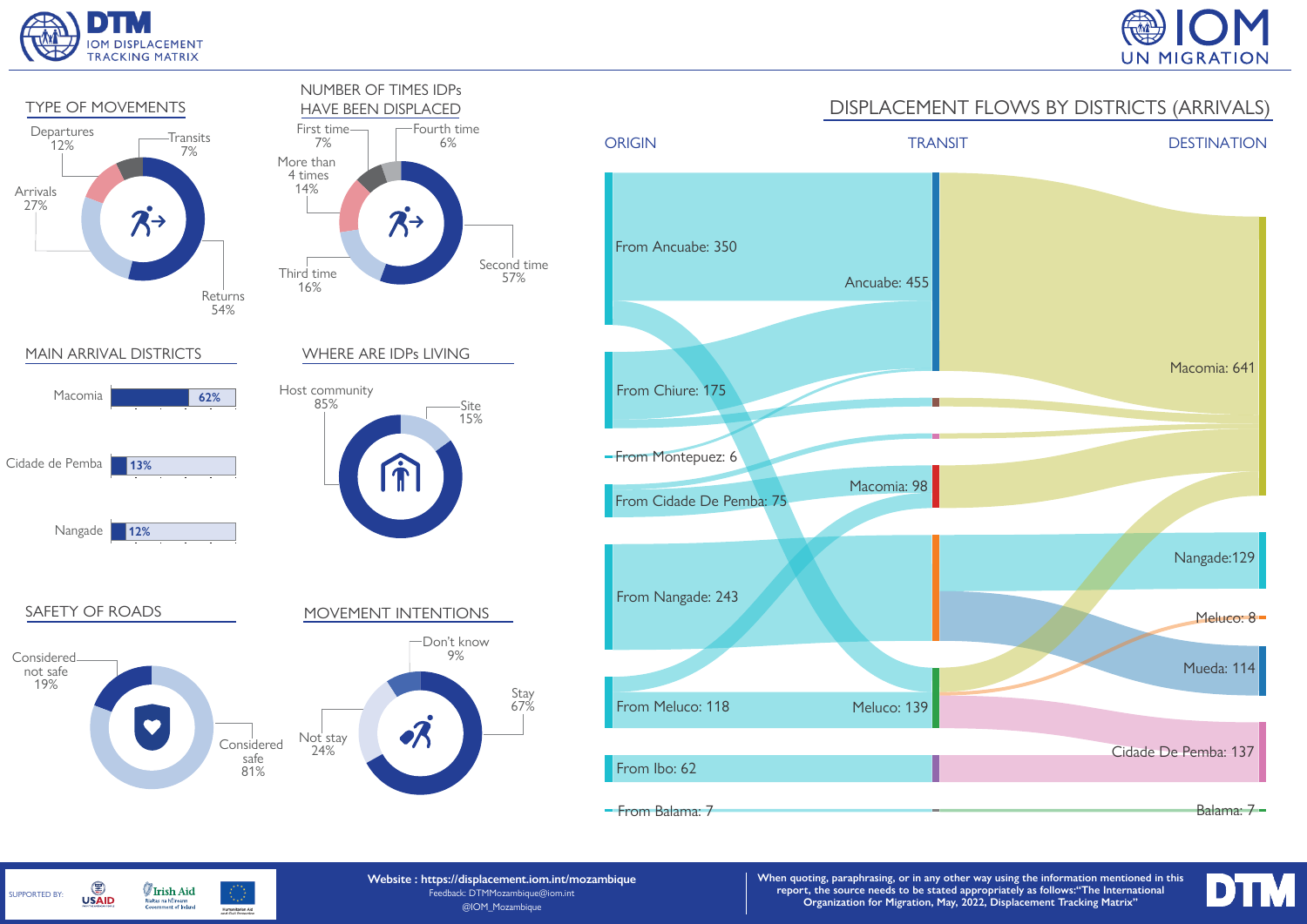## TYPE OF MOVEMENTS

- Returns 54%
- Arrivals 27%
- Departures 12%
- Transits 7%

## NUMBER OF TIMES IDPs HAVE BEEN DISPLACED

- First time 7%
- Second time 57%
- Third time 16%
- Fourth time 6%
- More than 4 times 14%

## MAIN ARRIVAL DISTRICTS

| District | % |
|---|---|
| Macomia | 62% |
| Cidade de Pemba | 13% |
| Nangade | 12% |

## WHERE ARE IDPs LIVING

- Host community 85%
- Site 15%

## SAFETY OF ROADS

- Considered safe 81%
- Considered not safe 19%

## MOVEMENT INTENTIONS

- Stay 67%
- Not stay 24%
- Don't know 9%

## DISPLACEMENT FLOWS BY DISTRICTS (ARRIVALS)

| ORIGIN | TRANSIT | DESTINATION |
|---|---|---|
| From Ancuabe: 350 | Ancuabe: 455 | Macomia: 641 |
| From Chiure: 175 | Macomia: 98 | Nangade: 129 |
| From Montepuez: 6 | Meluco: 139 | Meluco: 8 |
| From Cidade De Pemba: 75 | | Mueda: 114 |
| From Nangade: 243 | | Cidade De Pemba: 137 |
| From Meluco: 118 | | Balama: 7 |
| From Ibo: 62 | | |
| From Balama: 7 | | |

SUPPORTED BY: USAID, Irish Aid, European Union Humanitarian Aid

**Website : https://displacement.iom.int/mozambique**
Feedback: DTMMozambique@iom.int
@IOM_Mozambique

**When quoting, paraphrasing, or in any other way using the information mentioned in this report, the source needs to be stated appropriately as follows:"The International Organization for Migration, May, 2022, Displacement Tracking Matrix"**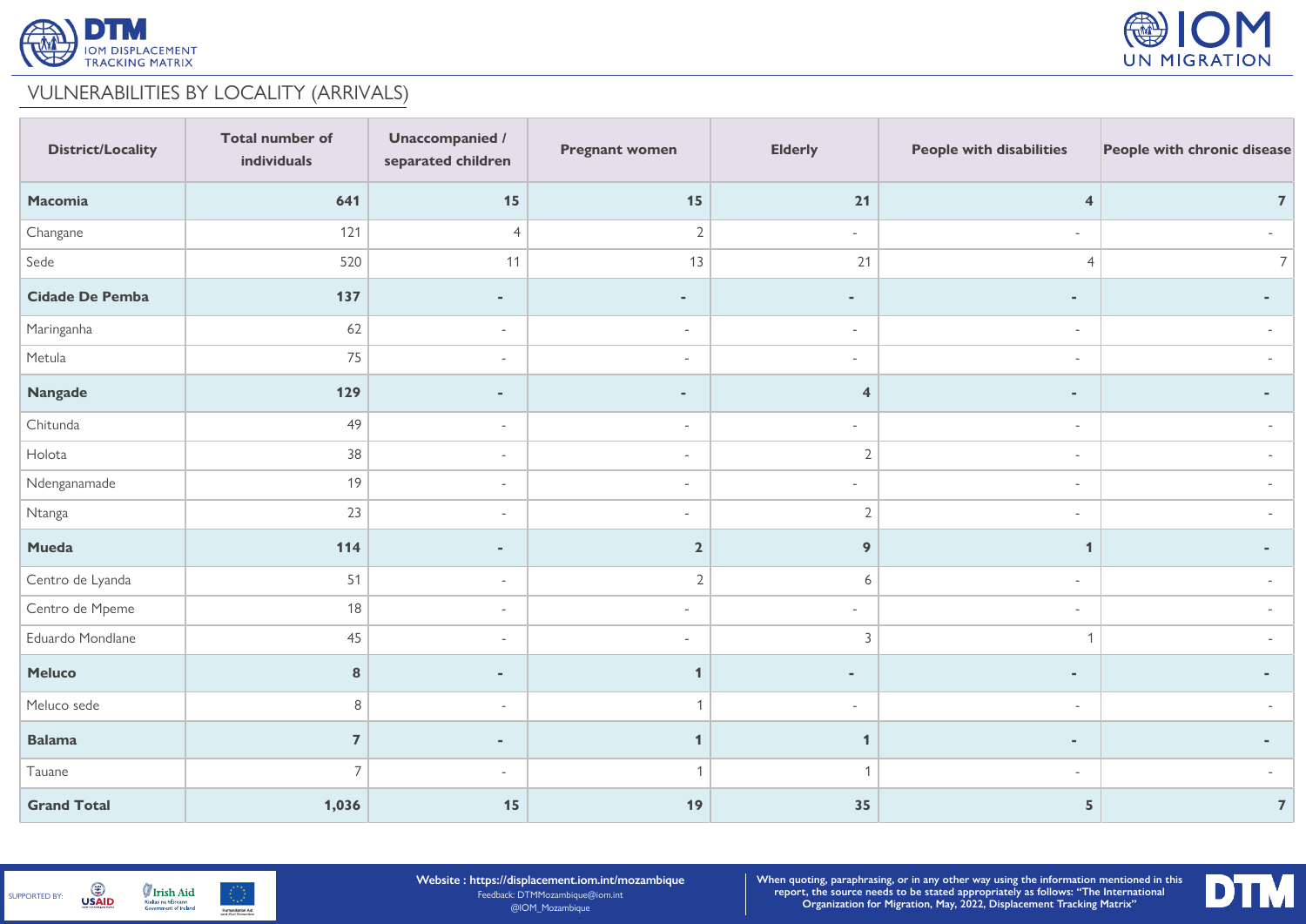## VULNERABILITIES BY LOCALITY (ARRIVALS)

| District/Locality | Total number of individuals | Unaccompanied / separated children | Pregnant women | Elderly | People with disabilities | People with chronic disease |
|---|---|---|---|---|---|---|
| **Macomia** | **641** | **15** | **15** | **21** | **4** | **7** |
| Changane | 121 | 4 | 2 | - | - | - |
| Sede | 520 | 11 | 13 | 21 | 4 | 7 |
| **Cidade De Pemba** | **137** | **-** | **-** | **-** | **-** | **-** |
| Maringanha | 62 | - | - | - | - | - |
| Metula | 75 | - | - | - | - | - |
| **Nangade** | **129** | **-** | **-** | **4** | **-** | **-** |
| Chitunda | 49 | - | - | - | - | - |
| Holota | 38 | - | - | 2 | - | - |
| Ndenganamade | 19 | - | - | - | - | - |
| Ntanga | 23 | - | - | 2 | - | - |
| **Mueda** | **114** | **-** | **2** | **9** | **1** | **-** |
| Centro de Lyanda | 51 | - | 2 | 6 | - | - |
| Centro de Mpeme | 18 | - | - | - | - | - |
| Eduardo Mondlane | 45 | - | - | 3 | 1 | - |
| **Meluco** | **8** | **-** | **1** | **-** | **-** | **-** |
| Meluco sede | 8 | - | 1 | - | - | - |
| **Balama** | **7** | **-** | **1** | **1** | **-** | **-** |
| Tauane | 7 | - | 1 | 1 | - | - |
| **Grand Total** | **1,036** | **15** | **19** | **35** | **5** | **7** |

SUPPORTED BY:

**Website : https://displacement.iom.int/mozambique**
Feedback: DTMMozambique@iom.int
@IOM_Mozambique

**When quoting, paraphrasing, or in any other way using the information mentioned in this report, the source needs to be stated appropriately as follows: "The International Organization for Migration, May, 2022, Displacement Tracking Matrix"**